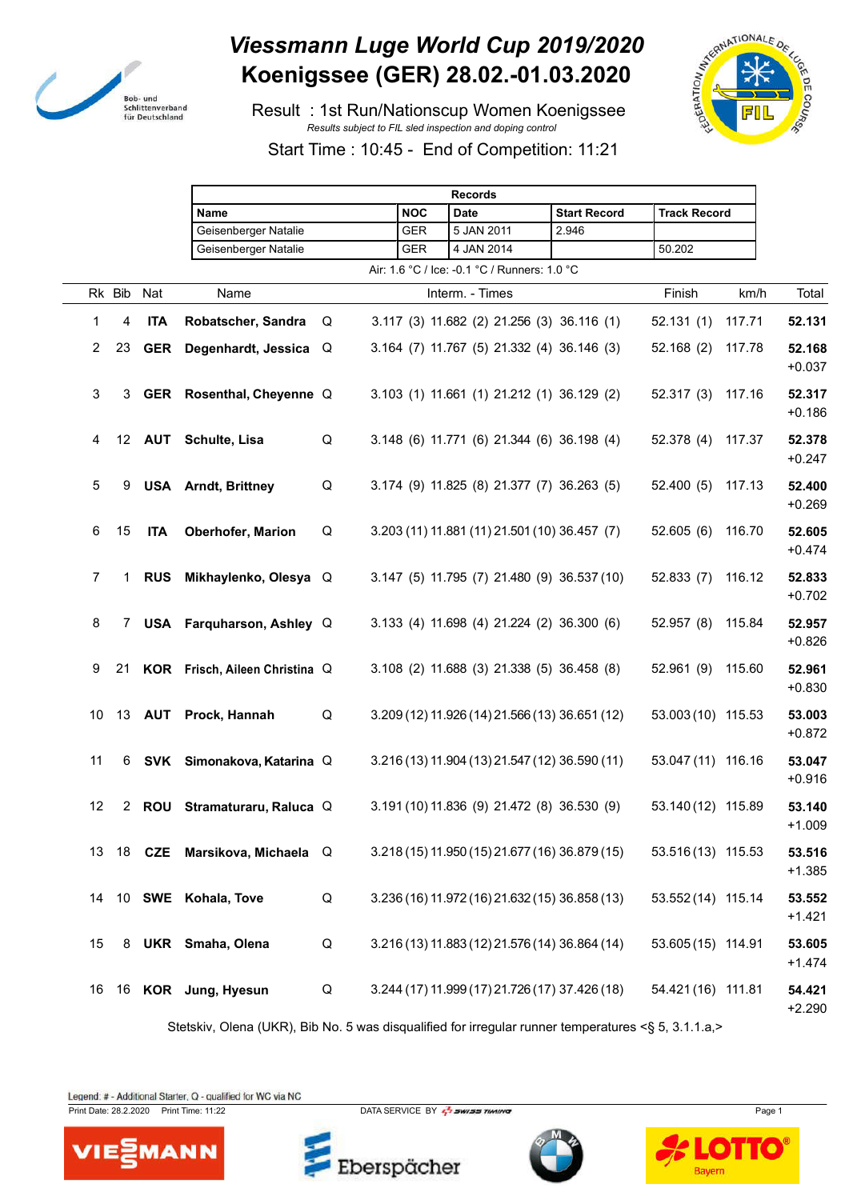# Viessmann Luge World Cup 2019/2020

# Koenigssee (GER) 28.02.-01.03.2020

Result : 1st Run/Nationscup Women Koenigssee

*Results subject to FIL sled inspection and doping control*

Start Time : 10:45 - End of Competition: 11:21

| Records | | | | |
|---|---|---|---|---|
| Name | NOC | Date | Start Record | Track Record |
| Geisenberger Natalie | GER | 5 JAN 2011 | 2.946 | |
| Geisenberger Natalie | GER | 4 JAN 2014 | | 50.202 |

Air: 1.6 °C / Ice: -0.1 °C / Runners: 1.0 °C

| Rk | Bib | Nat | Name | | Interm. - Times | | | | Finish | km/h | Total |
|---|---|---|---|---|---|---|---|---|---|---|---|
| 1 | 4 | **ITA** | **Robatscher, Sandra** | Q | 3.117 (3) | 11.682 (2) | 21.256 (3) | 36.116 (1) | 52.131 (1) | 117.71 | **52.131** |
| 2 | 23 | **GER** | **Degenhardt, Jessica** | Q | 3.164 (7) | 11.767 (5) | 21.332 (4) | 36.146 (3) | 52.168 (2) | 117.78 | **52.168** +0.037 |
| 3 | 3 | **GER** | **Rosenthal, Cheyenne** | Q | 3.103 (1) | 11.661 (1) | 21.212 (1) | 36.129 (2) | 52.317 (3) | 117.16 | **52.317** +0.186 |
| 4 | 12 | **AUT** | **Schulte, Lisa** | Q | 3.148 (6) | 11.771 (6) | 21.344 (6) | 36.198 (4) | 52.378 (4) | 117.37 | **52.378** +0.247 |
| 5 | 9 | **USA** | **Arndt, Brittney** | Q | 3.174 (9) | 11.825 (8) | 21.377 (7) | 36.263 (5) | 52.400 (5) | 117.13 | **52.400** +0.269 |
| 6 | 15 | **ITA** | **Oberhofer, Marion** | Q | 3.203 (11) | 11.881 (11) | 21.501 (10) | 36.457 (7) | 52.605 (6) | 116.70 | **52.605** +0.474 |
| 7 | 1 | **RUS** | **Mikhaylenko, Olesya** | Q | 3.147 (5) | 11.795 (7) | 21.480 (9) | 36.537 (10) | 52.833 (7) | 116.12 | **52.833** +0.702 |
| 8 | 7 | **USA** | **Farquharson, Ashley** | Q | 3.133 (4) | 11.698 (4) | 21.224 (2) | 36.300 (6) | 52.957 (8) | 115.84 | **52.957** +0.826 |
| 9 | 21 | **KOR** | **Frisch, Aileen Christina** | Q | 3.108 (2) | 11.688 (3) | 21.338 (5) | 36.458 (8) | 52.961 (9) | 115.60 | **52.961** +0.830 |
| 10 | 13 | **AUT** | **Prock, Hannah** | Q | 3.209 (12) | 11.926 (14) | 21.566 (13) | 36.651 (12) | 53.003 (10) | 115.53 | **53.003** +0.872 |
| 11 | 6 | **SVK** | **Simonakova, Katarina** | Q | 3.216 (13) | 11.904 (13) | 21.547 (12) | 36.590 (11) | 53.047 (11) | 116.16 | **53.047** +0.916 |
| 12 | 2 | **ROU** | **Stramaturaru, Raluca** | Q | 3.191 (10) | 11.836 (9) | 21.472 (8) | 36.530 (9) | 53.140 (12) | 115.89 | **53.140** +1.009 |
| 13 | 18 | **CZE** | **Marsikova, Michaela** | Q | 3.218 (15) | 11.950 (15) | 21.677 (16) | 36.879 (15) | 53.516 (13) | 115.53 | **53.516** +1.385 |
| 14 | 10 | **SWE** | **Kohala, Tove** | Q | 3.236 (16) | 11.972 (16) | 21.632 (15) | 36.858 (13) | 53.552 (14) | 115.14 | **53.552** +1.421 |
| 15 | 8 | **UKR** | **Smaha, Olena** | Q | 3.216 (13) | 11.883 (12) | 21.576 (14) | 36.864 (14) | 53.605 (15) | 114.91 | **53.605** +1.474 |
| 16 | 16 | **KOR** | **Jung, Hyesun** | Q | 3.244 (17) | 11.999 (17) | 21.726 (17) | 37.426 (18) | 54.421 (16) | 111.81 | **54.421** +2.290 |

Stetskiv, Olena (UKR), Bib No. 5 was disqualified for irregular runner temperatures <§ 5, 3.1.1.a,>

Legend: # - Additional Starter, Q - qualified for WC via NC

Print Date: 28.2.2020 Print Time: 11:22 DATA SERVICE BY SWISS TIMING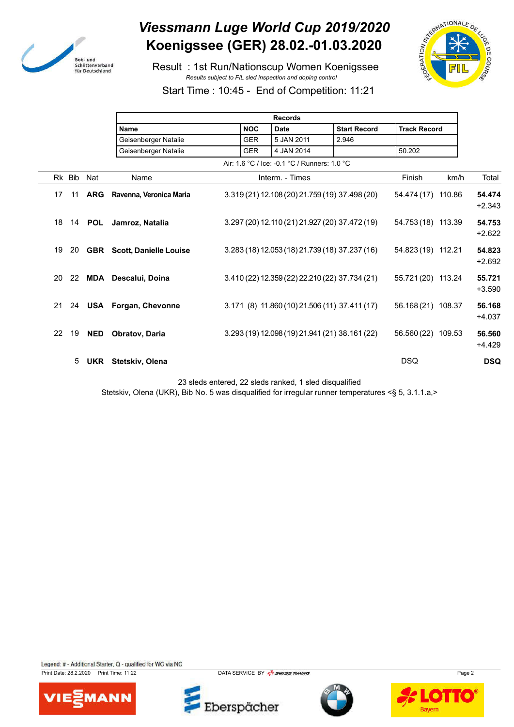# Viessmann Luge World Cup 2019/2020
# Koenigssee (GER) 28.02.-01.03.2020

Bob- und Schlittenverband für Deutschland

Result : 1st Run/Nationscup Women Koenigssee

*Results subject to FIL sled inspection and doping control*

Start Time : 10:45 - End of Competition: 11:21

| Records | | | | |
|---|---|---|---|---|
| **Name** | **NOC** | **Date** | **Start Record** | **Track Record** |
| Geisenberger Natalie | GER | 5 JAN 2011 | 2.946 | |
| Geisenberger Natalie | GER | 4 JAN 2014 | | 50.202 |

Air: 1.6 °C / Ice: -0.1 °C / Runners: 1.0 °C

| Rk | Bib | Nat | Name | Interm. - Times | Finish | km/h | Total |
|---|---|---|---|---|---|---|---|
| 17 | 11 | **ARG** | **Ravenna, Veronica Maria** | 3.319 (21) 12.108 (20) 21.759 (19) 37.498 (20) | 54.474 (17) | 110.86 | **54.474** +2.343 |
| 18 | 14 | **POL** | **Jamroz, Natalia** | 3.297 (20) 12.110 (21) 21.927 (20) 37.472 (19) | 54.753 (18) | 113.39 | **54.753** +2.622 |
| 19 | 20 | **GBR** | **Scott, Danielle Louise** | 3.283 (18) 12.053 (18) 21.739 (18) 37.237 (16) | 54.823 (19) | 112.21 | **54.823** +2.692 |
| 20 | 22 | **MDA** | **Descalui, Doina** | 3.410 (22) 12.359 (22) 22.210 (22) 37.734 (21) | 55.721 (20) | 113.24 | **55.721** +3.590 |
| 21 | 24 | **USA** | **Forgan, Chevonne** | 3.171 (8) 11.860 (10) 21.506 (11) 37.411 (17) | 56.168 (21) | 108.37 | **56.168** +4.037 |
| 22 | 19 | **NED** | **Obratov, Daria** | 3.293 (19) 12.098 (19) 21.941 (21) 38.161 (22) | 56.560 (22) | 109.53 | **56.560** +4.429 |
| | 5 | **UKR** | **Stetskiv, Olena** | | DSQ | | **DSQ** |

23 sleds entered, 22 sleds ranked, 1 sled disqualified

Stetskiv, Olena (UKR), Bib No. 5 was disqualified for irregular runner temperatures <§ 5, 3.1.1.a,>

Legend: # - Additional Starter, Q - qualified for WC via NC

Print Date: 28.2.2020 Print Time: 11:22 DATA SERVICE BY SWISS TIMING